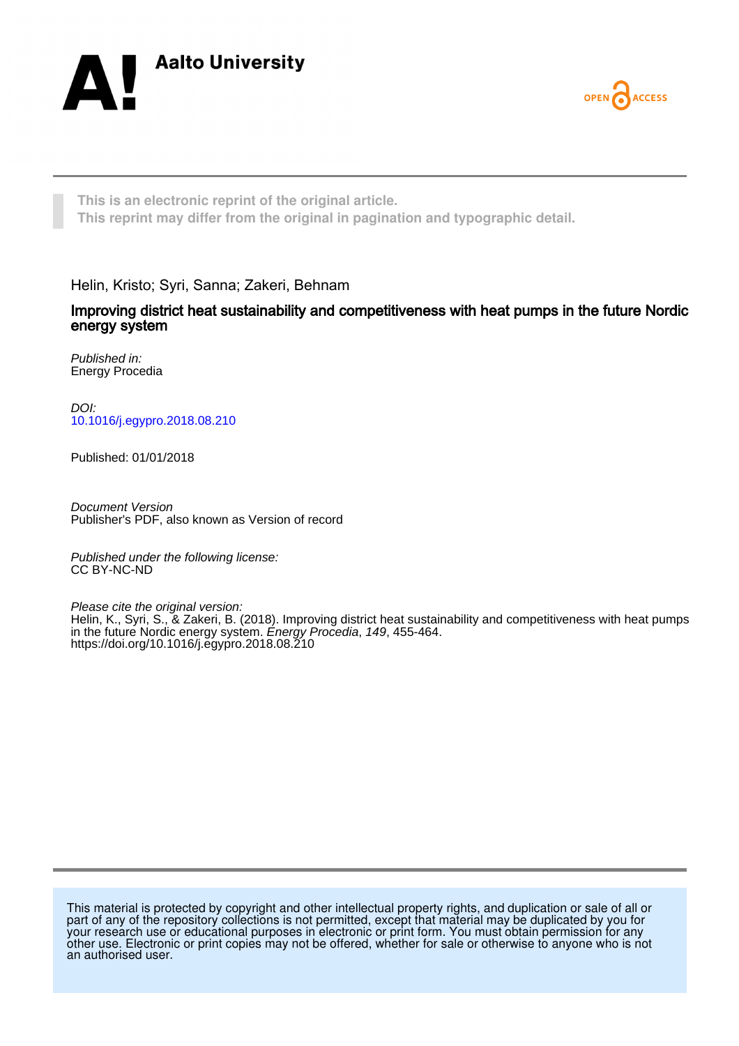Aalto University

OPEN ACCESS

This is an electronic reprint of the original article.
This reprint may differ from the original in pagination and typographic detail.

Helin, Kristo; Syri, Sanna; Zakeri, Behnam

# Improving district heat sustainability and competitiveness with heat pumps in the future Nordic energy system

*Published in:*
Energy Procedia

*DOI:*
10.1016/j.egypro.2018.08.210

Published: 01/01/2018

*Document Version*
Publisher's PDF, also known as Version of record

*Published under the following license:*
CC BY-NC-ND

*Please cite the original version:*
Helin, K., Syri, S., & Zakeri, B. (2018). Improving district heat sustainability and competitiveness with heat pumps in the future Nordic energy system. *Energy Procedia*, *149*, 455-464. https://doi.org/10.1016/j.egypro.2018.08.210

This material is protected by copyright and other intellectual property rights, and duplication or sale of all or part of any of the repository collections is not permitted, except that material may be duplicated by you for your research use or educational purposes in electronic or print form. You must obtain permission for any other use. Electronic or print copies may not be offered, whether for sale or otherwise to anyone who is not an authorised user.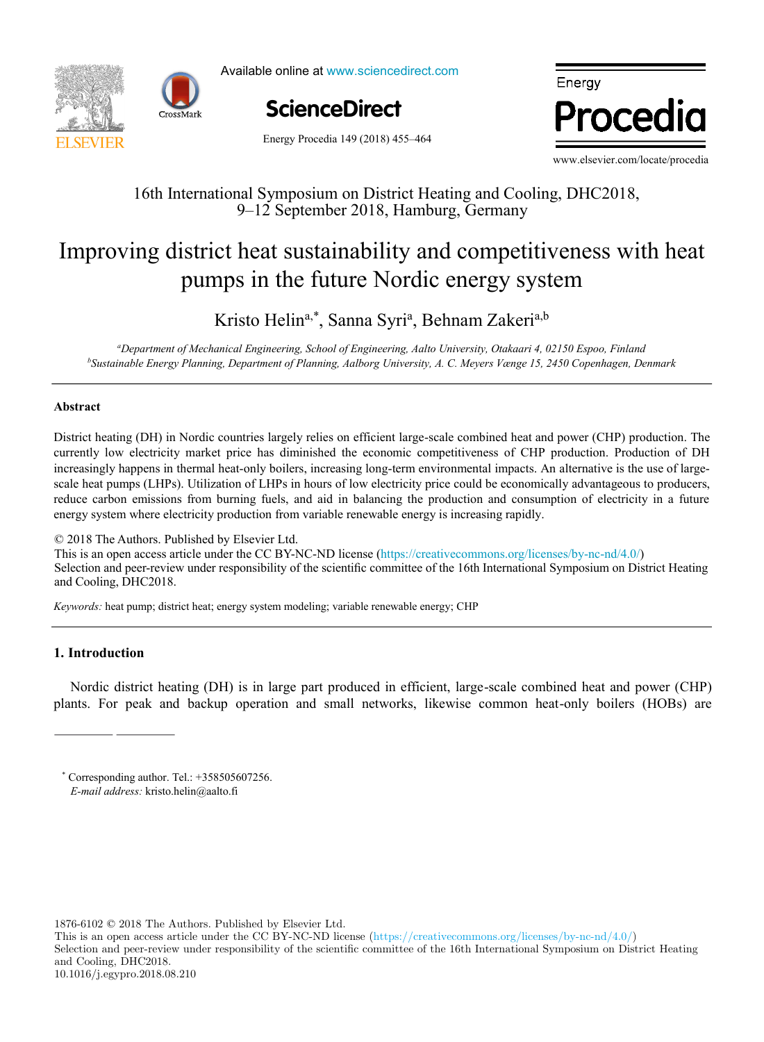16th International Symposium on District Heating and Cooling, DHC2018, 9–12 September 2018, Hamburg, Germany

# Improving district heat sustainability and competitiveness with heat pumps in the future Nordic energy system

Kristo Helin[a,*], Sanna Syri[a], Behnam Zakeri[a,b]

[a]*Department of Mechanical Engineering, School of Engineering, Aalto University, Otakaari 4, 02150 Espoo, Finland*
[b]*Sustainable Energy Planning, Department of Planning, Aalborg University, A. C. Meyers Vænge 15, 2450 Copenhagen, Denmark*

## Abstract

District heating (DH) in Nordic countries largely relies on efficient large-scale combined heat and power (CHP) production. The currently low electricity market price has diminished the economic competitiveness of CHP production. Production of DH increasingly happens in thermal heat-only boilers, increasing long-term environmental impacts. An alternative is the use of large-scale heat pumps (LHPs). Utilization of LHPs in hours of low electricity price could be economically advantageous to producers, reduce carbon emissions from burning fuels, and aid in balancing the production and consumption of electricity in a future energy system where electricity production from variable renewable energy is increasing rapidly.

© 2018 The Authors. Published by Elsevier Ltd.
This is an open access article under the CC BY-NC-ND license (https://creativecommons.org/licenses/by-nc-nd/4.0/)
Selection and peer-review under responsibility of the scientific committee of the 16th International Symposium on District Heating and Cooling, DHC2018.

*Keywords:* heat pump; district heat; energy system modeling; variable renewable energy; CHP

## 1. Introduction

Nordic district heating (DH) is in large part produced in efficient, large-scale combined heat and power (CHP) plants. For peak and backup operation and small networks, likewise common heat-only boilers (HOBs) are

---

* Corresponding author. Tel.: +358505607256.
*E-mail address:* kristo.helin@aalto.fi

1876-6102 © 2018 The Authors. Published by Elsevier Ltd.
This is an open access article under the CC BY-NC-ND license (https://creativecommons.org/licenses/by-nc-nd/4.0/)
Selection and peer-review under responsibility of the scientific committee of the 16th International Symposium on District Heating and Cooling, DHC2018.
10.1016/j.egypro.2018.08.210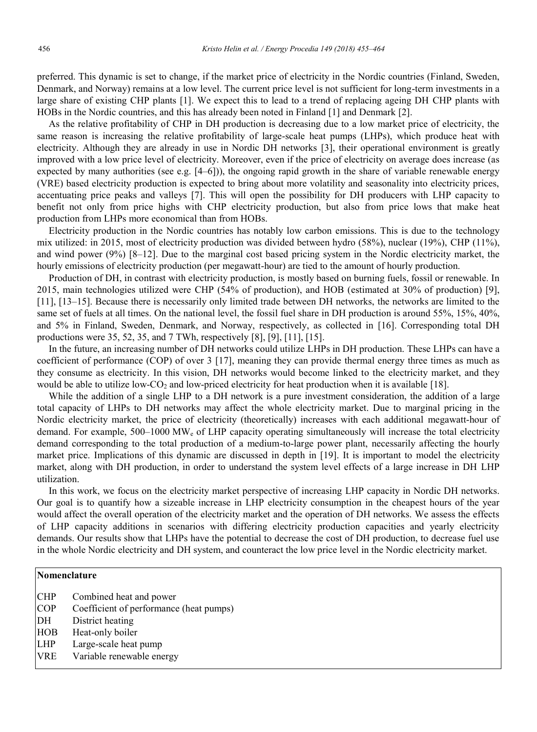preferred. This dynamic is set to change, if the market price of electricity in the Nordic countries (Finland, Sweden, Denmark, and Norway) remains at a low level. The current price level is not sufficient for long-term investments in a large share of existing CHP plants [1]. We expect this to lead to a trend of replacing ageing DH CHP plants with HOBs in the Nordic countries, and this has already been noted in Finland [1] and Denmark [2].

As the relative profitability of CHP in DH production is decreasing due to a low market price of electricity, the same reason is increasing the relative profitability of large-scale heat pumps (LHPs), which produce heat with electricity. Although they are already in use in Nordic DH networks [3], their operational environment is greatly improved with a low price level of electricity. Moreover, even if the price of electricity on average does increase (as expected by many authorities (see e.g. [4–6])), the ongoing rapid growth in the share of variable renewable energy (VRE) based electricity production is expected to bring about more volatility and seasonality into electricity prices, accentuating price peaks and valleys [7]. This will open the possibility for DH producers with LHP capacity to benefit not only from price highs with CHP electricity production, but also from price lows that make heat production from LHPs more economical than from HOBs.

Electricity production in the Nordic countries has notably low carbon emissions. This is due to the technology mix utilized: in 2015, most of electricity production was divided between hydro (58%), nuclear (19%), CHP (11%), and wind power (9%) [8–12]. Due to the marginal cost based pricing system in the Nordic electricity market, the hourly emissions of electricity production (per megawatt-hour) are tied to the amount of hourly production.

Production of DH, in contrast with electricity production, is mostly based on burning fuels, fossil or renewable. In 2015, main technologies utilized were CHP (54% of production), and HOB (estimated at 30% of production) [9], [11], [13–15]. Because there is necessarily only limited trade between DH networks, the networks are limited to the same set of fuels at all times. On the national level, the fossil fuel share in DH production is around 55%, 15%, 40%, and 5% in Finland, Sweden, Denmark, and Norway, respectively, as collected in [16]. Corresponding total DH productions were 35, 52, 35, and 7 TWh, respectively [8], [9], [11], [15].

In the future, an increasing number of DH networks could utilize LHPs in DH production. These LHPs can have a coefficient of performance (COP) of over 3 [17], meaning they can provide thermal energy three times as much as they consume as electricity. In this vision, DH networks would become linked to the electricity market, and they would be able to utilize low-$CO_2$ and low-priced electricity for heat production when it is available [18].

While the addition of a single LHP to a DH network is a pure investment consideration, the addition of a large total capacity of LHPs to DH networks may affect the whole electricity market. Due to marginal pricing in the Nordic electricity market, the price of electricity (theoretically) increases with each additional megawatt-hour of demand. For example, 500–1000 $MW_e$ of LHP capacity operating simultaneously will increase the total electricity demand corresponding to the total production of a medium-to-large power plant, necessarily affecting the hourly market price. Implications of this dynamic are discussed in depth in [19]. It is important to model the electricity market, along with DH production, in order to understand the system level effects of a large increase in DH LHP utilization.

In this work, we focus on the electricity market perspective of increasing LHP capacity in Nordic DH networks. Our goal is to quantify how a sizeable increase in LHP electricity consumption in the cheapest hours of the year would affect the overall operation of the electricity market and the operation of DH networks. We assess the effects of LHP capacity additions in scenarios with differing electricity production capacities and yearly electricity demands. Our results show that LHPs have the potential to decrease the cost of DH production, to decrease fuel use in the whole Nordic electricity and DH system, and counteract the low price level in the Nordic electricity market.

**Nomenclature**

| | |
|---|---|
| CHP | Combined heat and power |
| COP | Coefficient of performance (heat pumps) |
| DH | District heating |
| HOB | Heat-only boiler |
| LHP | Large-scale heat pump |
| VRE | Variable renewable energy |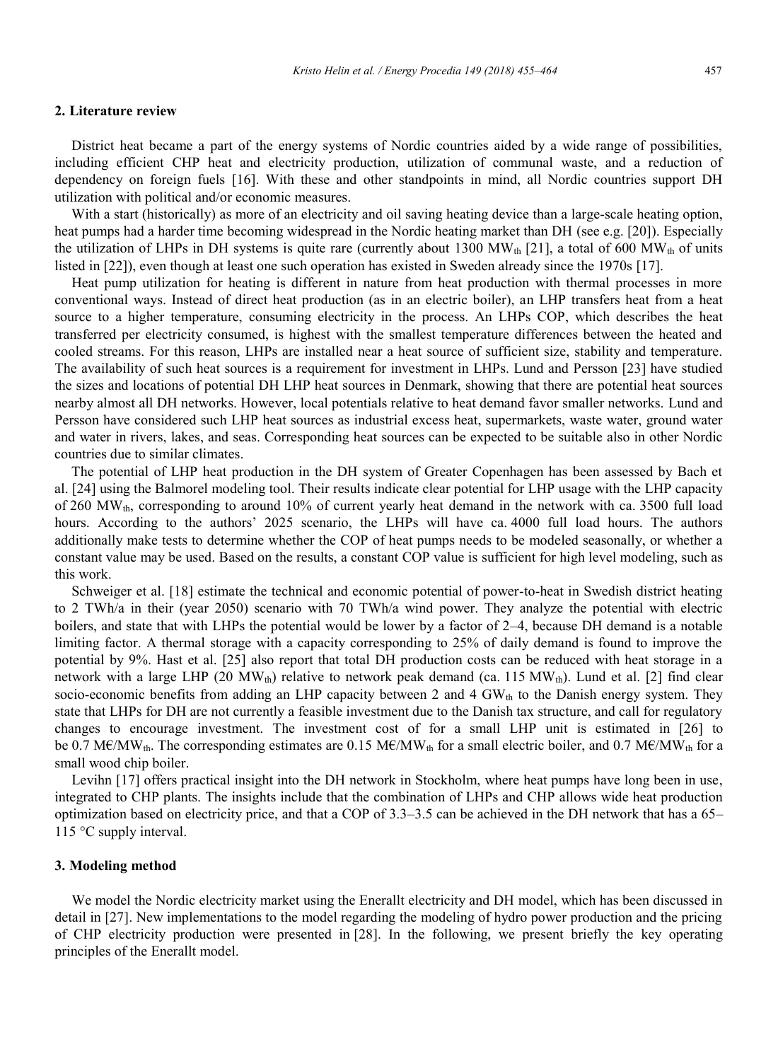## 2. Literature review

District heat became a part of the energy systems of Nordic countries aided by a wide range of possibilities, including efficient CHP heat and electricity production, utilization of communal waste, and a reduction of dependency on foreign fuels [16]. With these and other standpoints in mind, all Nordic countries support DH utilization with political and/or economic measures.

With a start (historically) as more of an electricity and oil saving heating device than a large-scale heating option, heat pumps had a harder time becoming widespread in the Nordic heating market than DH (see e.g. [20]). Especially the utilization of LHPs in DH systems is quite rare (currently about 1300 $MW_{th}$ [21], a total of 600 $MW_{th}$ of units listed in [22]), even though at least one such operation has existed in Sweden already since the 1970s [17].

Heat pump utilization for heating is different in nature from heat production with thermal processes in more conventional ways. Instead of direct heat production (as in an electric boiler), an LHP transfers heat from a heat source to a higher temperature, consuming electricity in the process. An LHPs COP, which describes the heat transferred per electricity consumed, is highest with the smallest temperature differences between the heated and cooled streams. For this reason, LHPs are installed near a heat source of sufficient size, stability and temperature. The availability of such heat sources is a requirement for investment in LHPs. Lund and Persson [23] have studied the sizes and locations of potential DH LHP heat sources in Denmark, showing that there are potential heat sources nearby almost all DH networks. However, local potentials relative to heat demand favor smaller networks. Lund and Persson have considered such LHP heat sources as industrial excess heat, supermarkets, waste water, ground water and water in rivers, lakes, and seas. Corresponding heat sources can be expected to be suitable also in other Nordic countries due to similar climates.

The potential of LHP heat production in the DH system of Greater Copenhagen has been assessed by Bach et al. [24] using the Balmorel modeling tool. Their results indicate clear potential for LHP usage with the LHP capacity of 260 $MW_{th}$, corresponding to around 10% of current yearly heat demand in the network with ca. 3500 full load hours. According to the authors' 2025 scenario, the LHPs will have ca. 4000 full load hours. The authors additionally make tests to determine whether the COP of heat pumps needs to be modeled seasonally, or whether a constant value may be used. Based on the results, a constant COP value is sufficient for high level modeling, such as this work.

Schweiger et al. [18] estimate the technical and economic potential of power-to-heat in Swedish district heating to 2 TWh/a in their (year 2050) scenario with 70 TWh/a wind power. They analyze the potential with electric boilers, and state that with LHPs the potential would be lower by a factor of 2–4, because DH demand is a notable limiting factor. A thermal storage with a capacity corresponding to 25% of daily demand is found to improve the potential by 9%. Hast et al. [25] also report that total DH production costs can be reduced with heat storage in a network with a large LHP (20 $MW_{th}$) relative to network peak demand (ca. 115 $MW_{th}$). Lund et al. [2] find clear socio-economic benefits from adding an LHP capacity between 2 and 4 $GW_{th}$ to the Danish energy system. They state that LHPs for DH are not currently a feasible investment due to the Danish tax structure, and call for regulatory changes to encourage investment. The investment cost of for a small LHP unit is estimated in [26] to be 0.7 M€/$MW_{th}$. The corresponding estimates are 0.15 M€/$MW_{th}$ for a small electric boiler, and 0.7 M€/$MW_{th}$ for a small wood chip boiler.

Levihn [17] offers practical insight into the DH network in Stockholm, where heat pumps have long been in use, integrated to CHP plants. The insights include that the combination of LHPs and CHP allows wide heat production optimization based on electricity price, and that a COP of 3.3–3.5 can be achieved in the DH network that has a 65–115 °C supply interval.

## 3. Modeling method

We model the Nordic electricity market using the Enerallt electricity and DH model, which has been discussed in detail in [27]. New implementations to the model regarding the modeling of hydro power production and the pricing of CHP electricity production were presented in [28]. In the following, we present briefly the key operating principles of the Enerallt model.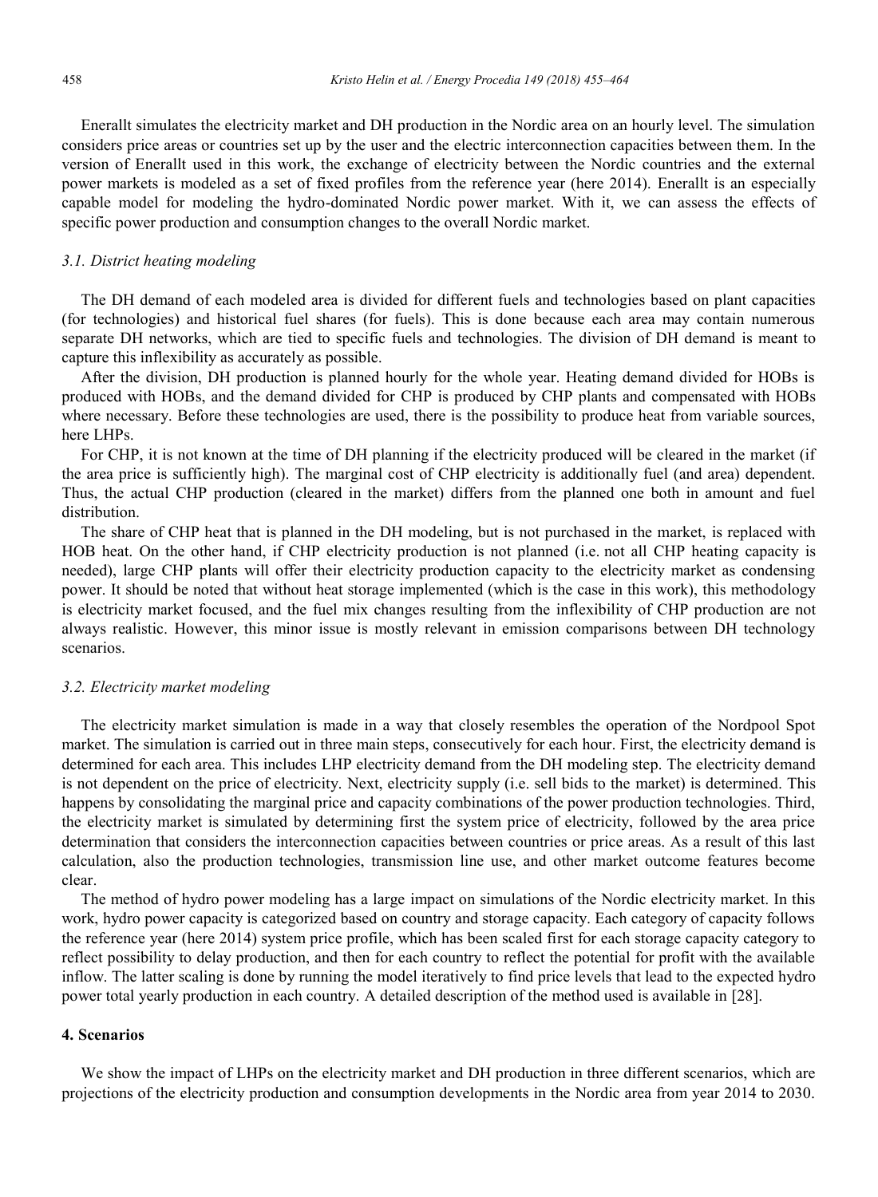Enerallt simulates the electricity market and DH production in the Nordic area on an hourly level. The simulation considers price areas or countries set up by the user and the electric interconnection capacities between them. In the version of Enerallt used in this work, the exchange of electricity between the Nordic countries and the external power markets is modeled as a set of fixed profiles from the reference year (here 2014). Enerallt is an especially capable model for modeling the hydro-dominated Nordic power market. With it, we can assess the effects of specific power production and consumption changes to the overall Nordic market.

### *3.1. District heating modeling*

The DH demand of each modeled area is divided for different fuels and technologies based on plant capacities (for technologies) and historical fuel shares (for fuels). This is done because each area may contain numerous separate DH networks, which are tied to specific fuels and technologies. The division of DH demand is meant to capture this inflexibility as accurately as possible.

After the division, DH production is planned hourly for the whole year. Heating demand divided for HOBs is produced with HOBs, and the demand divided for CHP is produced by CHP plants and compensated with HOBs where necessary. Before these technologies are used, there is the possibility to produce heat from variable sources, here LHPs.

For CHP, it is not known at the time of DH planning if the electricity produced will be cleared in the market (if the area price is sufficiently high). The marginal cost of CHP electricity is additionally fuel (and area) dependent. Thus, the actual CHP production (cleared in the market) differs from the planned one both in amount and fuel distribution.

The share of CHP heat that is planned in the DH modeling, but is not purchased in the market, is replaced with HOB heat. On the other hand, if CHP electricity production is not planned (i.e. not all CHP heating capacity is needed), large CHP plants will offer their electricity production capacity to the electricity market as condensing power. It should be noted that without heat storage implemented (which is the case in this work), this methodology is electricity market focused, and the fuel mix changes resulting from the inflexibility of CHP production are not always realistic. However, this minor issue is mostly relevant in emission comparisons between DH technology scenarios.

### *3.2. Electricity market modeling*

The electricity market simulation is made in a way that closely resembles the operation of the Nordpool Spot market. The simulation is carried out in three main steps, consecutively for each hour. First, the electricity demand is determined for each area. This includes LHP electricity demand from the DH modeling step. The electricity demand is not dependent on the price of electricity. Next, electricity supply (i.e. sell bids to the market) is determined. This happens by consolidating the marginal price and capacity combinations of the power production technologies. Third, the electricity market is simulated by determining first the system price of electricity, followed by the area price determination that considers the interconnection capacities between countries or price areas. As a result of this last calculation, also the production technologies, transmission line use, and other market outcome features become clear.

The method of hydro power modeling has a large impact on simulations of the Nordic electricity market. In this work, hydro power capacity is categorized based on country and storage capacity. Each category of capacity follows the reference year (here 2014) system price profile, which has been scaled first for each storage capacity category to reflect possibility to delay production, and then for each country to reflect the potential for profit with the available inflow. The latter scaling is done by running the model iteratively to find price levels that lead to the expected hydro power total yearly production in each country. A detailed description of the method used is available in [28].

## 4. Scenarios

We show the impact of LHPs on the electricity market and DH production in three different scenarios, which are projections of the electricity production and consumption developments in the Nordic area from year 2014 to 2030.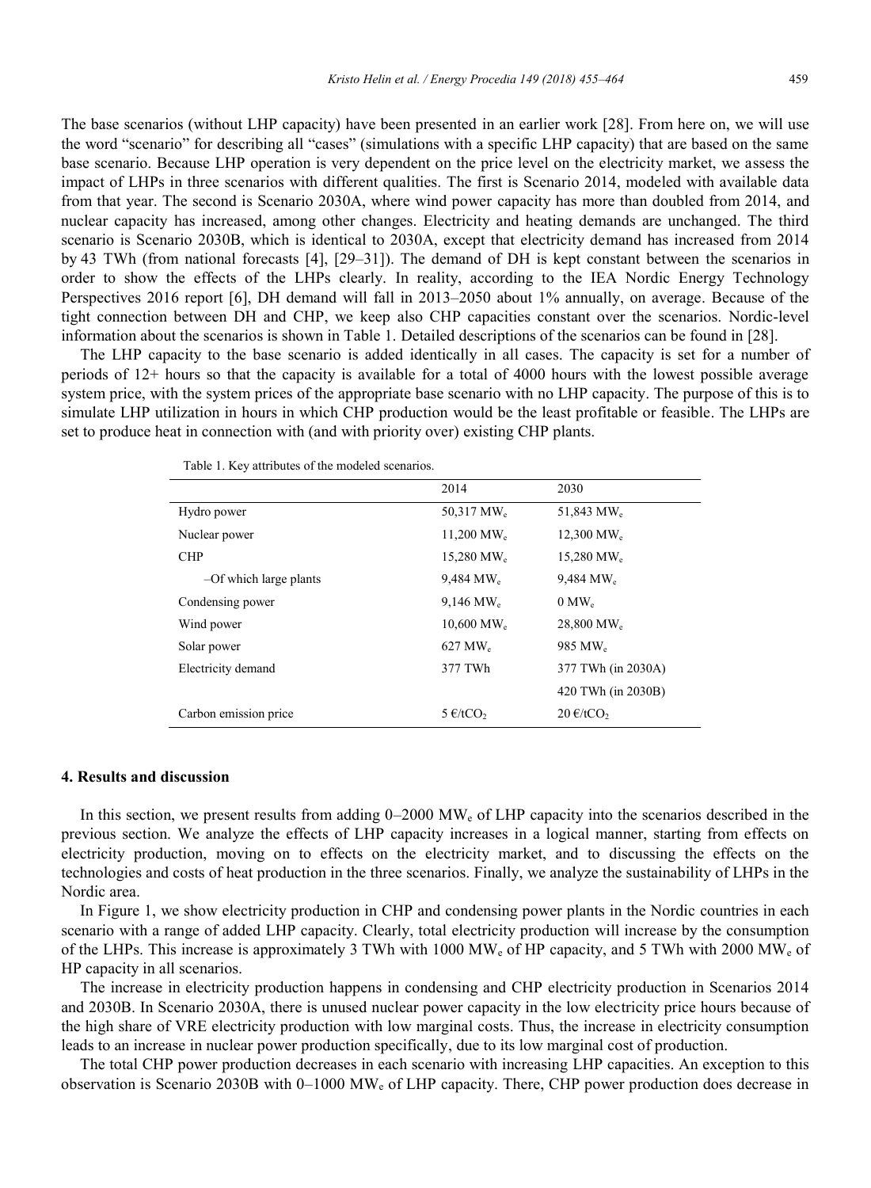The base scenarios (without LHP capacity) have been presented in an earlier work [28]. From here on, we will use the word "scenario" for describing all "cases" (simulations with a specific LHP capacity) that are based on the same base scenario. Because LHP operation is very dependent on the price level on the electricity market, we assess the impact of LHPs in three scenarios with different qualities. The first is Scenario 2014, modeled with available data from that year. The second is Scenario 2030A, where wind power capacity has more than doubled from 2014, and nuclear capacity has increased, among other changes. Electricity and heating demands are unchanged. The third scenario is Scenario 2030B, which is identical to 2030A, except that electricity demand has increased from 2014 by 43 TWh (from national forecasts [4], [29–31]). The demand of DH is kept constant between the scenarios in order to show the effects of the LHPs clearly. In reality, according to the IEA Nordic Energy Technology Perspectives 2016 report [6], DH demand will fall in 2013–2050 about 1% annually, on average. Because of the tight connection between DH and CHP, we keep also CHP capacities constant over the scenarios. Nordic-level information about the scenarios is shown in Table 1. Detailed descriptions of the scenarios can be found in [28].

The LHP capacity to the base scenario is added identically in all cases. The capacity is set for a number of periods of 12+ hours so that the capacity is available for a total of 4000 hours with the lowest possible average system price, with the system prices of the appropriate base scenario with no LHP capacity. The purpose of this is to simulate LHP utilization in hours in which CHP production would be the least profitable or feasible. The LHPs are set to produce heat in connection with (and with priority over) existing CHP plants.

Table 1. Key attributes of the modeled scenarios.

| | 2014 | 2030 |
|---|---|---|
| Hydro power | 50,317 $MW_e$ | 51,843 $MW_e$ |
| Nuclear power | 11,200 $MW_e$ | 12,300 $MW_e$ |
| CHP | 15,280 $MW_e$ | 15,280 $MW_e$ |
| –Of which large plants | 9,484 $MW_e$ | 9,484 $MW_e$ |
| Condensing power | 9,146 $MW_e$ | 0 $MW_e$ |
| Wind power | 10,600 $MW_e$ | 28,800 $MW_e$ |
| Solar power | 627 $MW_e$ | 985 $MW_e$ |
| Electricity demand | 377 TWh | 377 TWh (in 2030A) |
| | | 420 TWh (in 2030B) |
| Carbon emission price | 5 €/t$CO_2$ | 20 €/t$CO_2$ |

## 4. Results and discussion

In this section, we present results from adding 0–2000 $MW_e$ of LHP capacity into the scenarios described in the previous section. We analyze the effects of LHP capacity increases in a logical manner, starting from effects on electricity production, moving on to effects on the electricity market, and to discussing the effects on the technologies and costs of heat production in the three scenarios. Finally, we analyze the sustainability of LHPs in the Nordic area.

In Figure 1, we show electricity production in CHP and condensing power plants in the Nordic countries in each scenario with a range of added LHP capacity. Clearly, total electricity production will increase by the consumption of the LHPs. This increase is approximately 3 TWh with 1000 $MW_e$ of HP capacity, and 5 TWh with 2000 $MW_e$ of HP capacity in all scenarios.

The increase in electricity production happens in condensing and CHP electricity production in Scenarios 2014 and 2030B. In Scenario 2030A, there is unused nuclear power capacity in the low electricity price hours because of the high share of VRE electricity production with low marginal costs. Thus, the increase in electricity consumption leads to an increase in nuclear power production specifically, due to its low marginal cost of production.

The total CHP power production decreases in each scenario with increasing LHP capacities. An exception to this observation is Scenario 2030B with 0–1000 $MW_e$ of LHP capacity. There, CHP power production does decrease in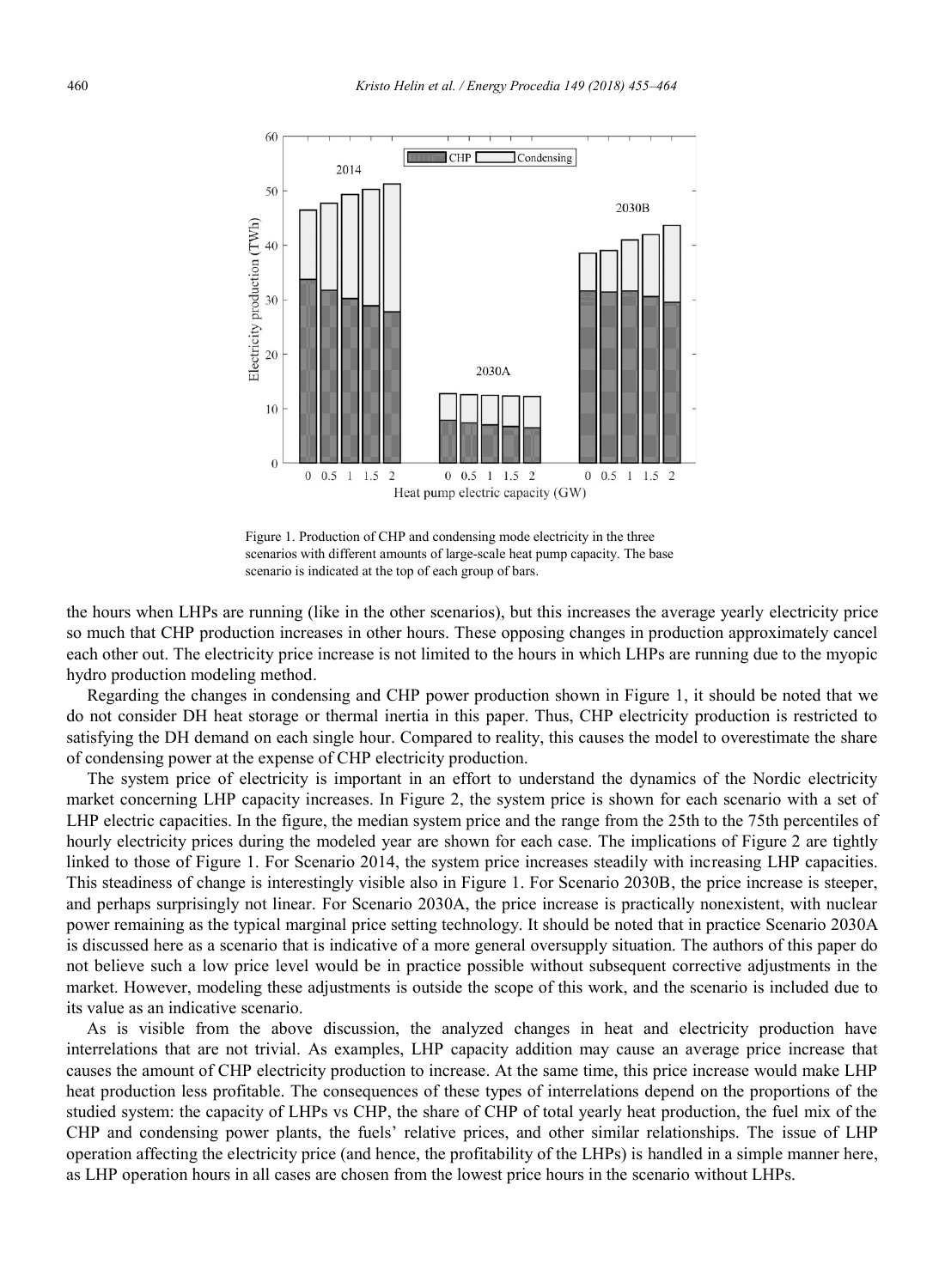Figure 1. Production of CHP and condensing mode electricity in the three scenarios with different amounts of large-scale heat pump capacity. The base scenario is indicated at the top of each group of bars.

the hours when LHPs are running (like in the other scenarios), but this increases the average yearly electricity price so much that CHP production increases in other hours. These opposing changes in production approximately cancel each other out. The electricity price increase is not limited to the hours in which LHPs are running due to the myopic hydro production modeling method.

Regarding the changes in condensing and CHP power production shown in Figure 1, it should be noted that we do not consider DH heat storage or thermal inertia in this paper. Thus, CHP electricity production is restricted to satisfying the DH demand on each single hour. Compared to reality, this causes the model to overestimate the share of condensing power at the expense of CHP electricity production.

The system price of electricity is important in an effort to understand the dynamics of the Nordic electricity market concerning LHP capacity increases. In Figure 2, the system price is shown for each scenario with a set of LHP electric capacities. In the figure, the median system price and the range from the 25th to the 75th percentiles of hourly electricity prices during the modeled year are shown for each case. The implications of Figure 2 are tightly linked to those of Figure 1. For Scenario 2014, the system price increases steadily with increasing LHP capacities. This steadiness of change is interestingly visible also in Figure 1. For Scenario 2030B, the price increase is steeper, and perhaps surprisingly not linear. For Scenario 2030A, the price increase is practically nonexistent, with nuclear power remaining as the typical marginal price setting technology. It should be noted that in practice Scenario 2030A is discussed here as a scenario that is indicative of a more general oversupply situation. The authors of this paper do not believe such a low price level would be in practice possible without subsequent corrective adjustments in the market. However, modeling these adjustments is outside the scope of this work, and the scenario is included due to its value as an indicative scenario.

As is visible from the above discussion, the analyzed changes in heat and electricity production have interrelations that are not trivial. As examples, LHP capacity addition may cause an average price increase that causes the amount of CHP electricity production to increase. At the same time, this price increase would make LHP heat production less profitable. The consequences of these types of interrelations depend on the proportions of the studied system: the capacity of LHPs vs CHP, the share of CHP of total yearly heat production, the fuel mix of the CHP and condensing power plants, the fuels' relative prices, and other similar relationships. The issue of LHP operation affecting the electricity price (and hence, the profitability of the LHPs) is handled in a simple manner here, as LHP operation hours in all cases are chosen from the lowest price hours in the scenario without LHPs.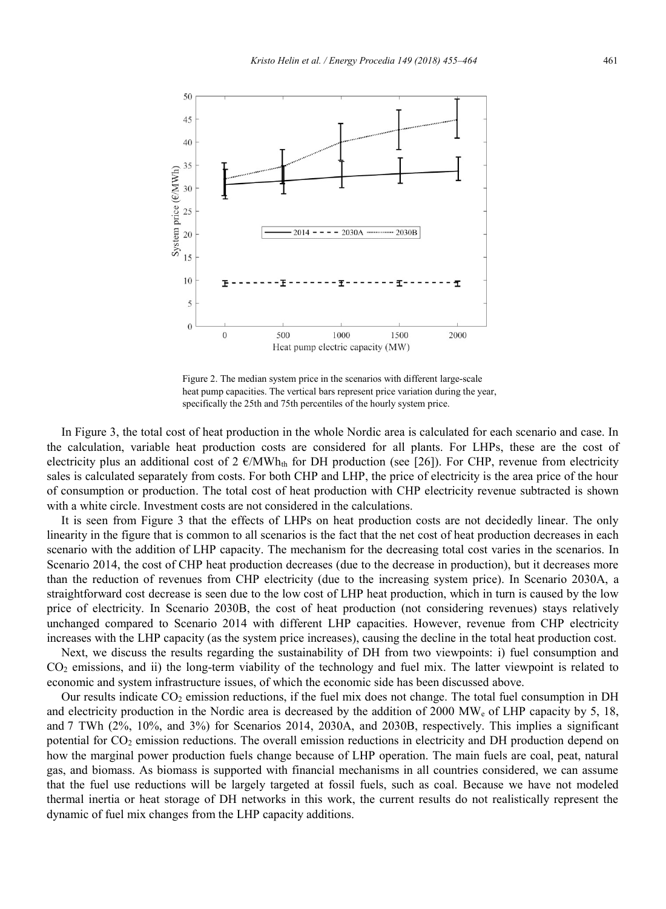Figure 2. The median system price in the scenarios with different large-scale heat pump capacities. The vertical bars represent price variation during the year, specifically the 25th and 75th percentiles of the hourly system price.

In Figure 3, the total cost of heat production in the whole Nordic area is calculated for each scenario and case. In the calculation, variable heat production costs are considered for all plants. For LHPs, these are the cost of electricity plus an additional cost of 2 €/MWh$_{th}$ for DH production (see [26]). For CHP, revenue from electricity sales is calculated separately from costs. For both CHP and LHP, the price of electricity is the area price of the hour of consumption or production. The total cost of heat production with CHP electricity revenue subtracted is shown with a white circle. Investment costs are not considered in the calculations.

It is seen from Figure 3 that the effects of LHPs on heat production costs are not decidedly linear. The only linearity in the figure that is common to all scenarios is the fact that the net cost of heat production decreases in each scenario with the addition of LHP capacity. The mechanism for the decreasing total cost varies in the scenarios. In Scenario 2014, the cost of CHP heat production decreases (due to the decrease in production), but it decreases more than the reduction of revenues from CHP electricity (due to the increasing system price). In Scenario 2030A, a straightforward cost decrease is seen due to the low cost of LHP heat production, which in turn is caused by the low price of electricity. In Scenario 2030B, the cost of heat production (not considering revenues) stays relatively unchanged compared to Scenario 2014 with different LHP capacities. However, revenue from CHP electricity increases with the LHP capacity (as the system price increases), causing the decline in the total heat production cost.

Next, we discuss the results regarding the sustainability of DH from two viewpoints: i) fuel consumption and $CO_2$ emissions, and ii) the long-term viability of the technology and fuel mix. The latter viewpoint is related to economic and system infrastructure issues, of which the economic side has been discussed above.

Our results indicate $CO_2$ emission reductions, if the fuel mix does not change. The total fuel consumption in DH and electricity production in the Nordic area is decreased by the addition of 2000 MW$_e$ of LHP capacity by 5, 18, and 7 TWh (2%, 10%, and 3%) for Scenarios 2014, 2030A, and 2030B, respectively. This implies a significant potential for $CO_2$ emission reductions. The overall emission reductions in electricity and DH production depend on how the marginal power production fuels change because of LHP operation. The main fuels are coal, peat, natural gas, and biomass. As biomass is supported with financial mechanisms in all countries considered, we can assume that the fuel use reductions will be largely targeted at fossil fuels, such as coal. Because we have not modeled thermal inertia or heat storage of DH networks in this work, the current results do not realistically represent the dynamic of fuel mix changes from the LHP capacity additions.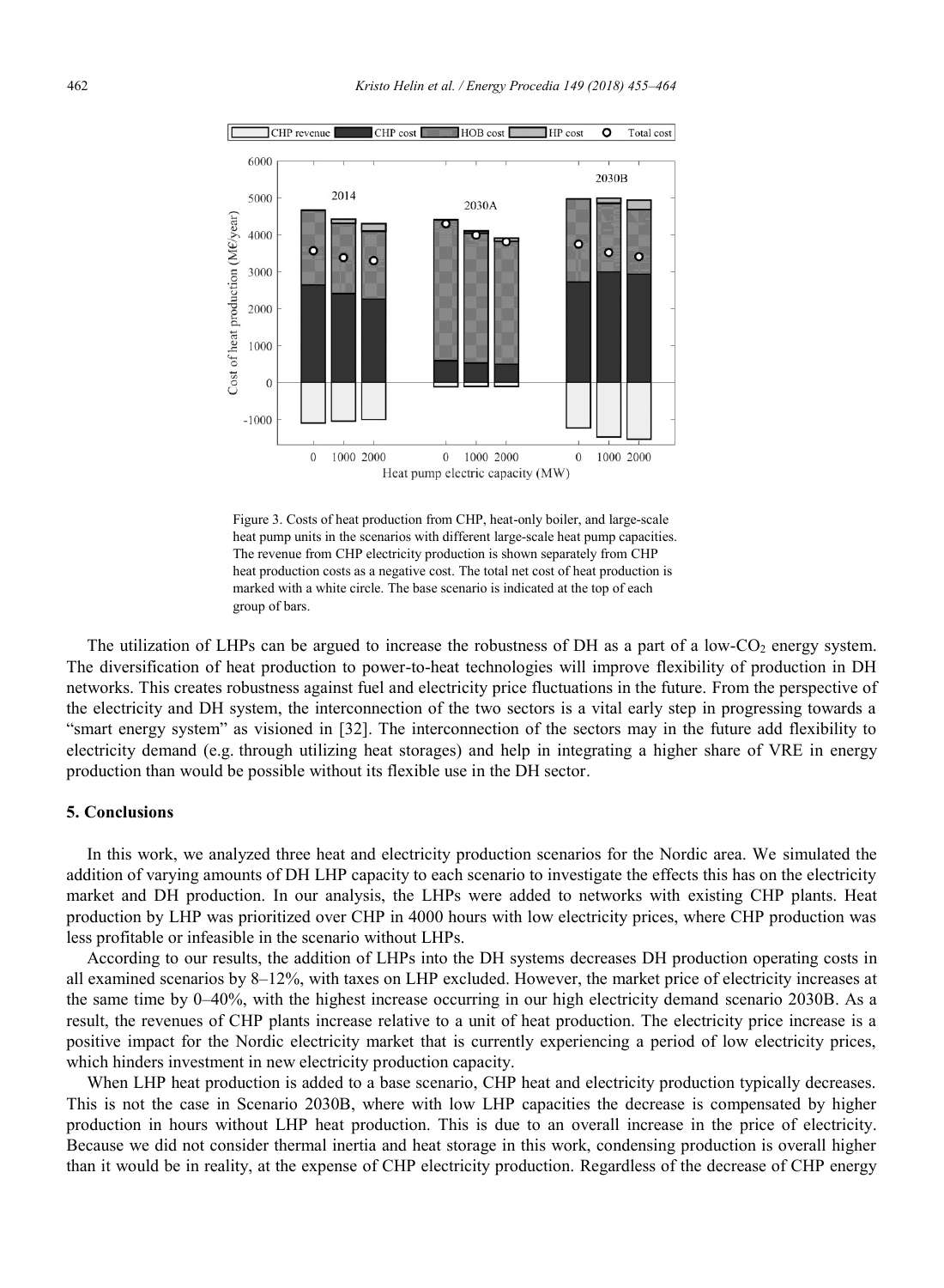Figure 3. Costs of heat production from CHP, heat-only boiler, and large-scale heat pump units in the scenarios with different large-scale heat pump capacities. The revenue from CHP electricity production is shown separately from CHP heat production costs as a negative cost. The total net cost of heat production is marked with a white circle. The base scenario is indicated at the top of each group of bars.

The utilization of LHPs can be argued to increase the robustness of DH as a part of a low-$CO_2$ energy system. The diversification of heat production to power-to-heat technologies will improve flexibility of production in DH networks. This creates robustness against fuel and electricity price fluctuations in the future. From the perspective of the electricity and DH system, the interconnection of the two sectors is a vital early step in progressing towards a "smart energy system" as visioned in [32]. The interconnection of the sectors may in the future add flexibility to electricity demand (e.g. through utilizing heat storages) and help in integrating a higher share of VRE in energy production than would be possible without its flexible use in the DH sector.

## 5. Conclusions

In this work, we analyzed three heat and electricity production scenarios for the Nordic area. We simulated the addition of varying amounts of DH LHP capacity to each scenario to investigate the effects this has on the electricity market and DH production. In our analysis, the LHPs were added to networks with existing CHP plants. Heat production by LHP was prioritized over CHP in 4000 hours with low electricity prices, where CHP production was less profitable or infeasible in the scenario without LHPs.

According to our results, the addition of LHPs into the DH systems decreases DH production operating costs in all examined scenarios by 8–12%, with taxes on LHP excluded. However, the market price of electricity increases at the same time by 0–40%, with the highest increase occurring in our high electricity demand scenario 2030B. As a result, the revenues of CHP plants increase relative to a unit of heat production. The electricity price increase is a positive impact for the Nordic electricity market that is currently experiencing a period of low electricity prices, which hinders investment in new electricity production capacity.

When LHP heat production is added to a base scenario, CHP heat and electricity production typically decreases. This is not the case in Scenario 2030B, where with low LHP capacities the decrease is compensated by higher production in hours without LHP heat production. This is due to an overall increase in the price of electricity. Because we did not consider thermal inertia and heat storage in this work, condensing production is overall higher than it would be in reality, at the expense of CHP electricity production. Regardless of the decrease of CHP energy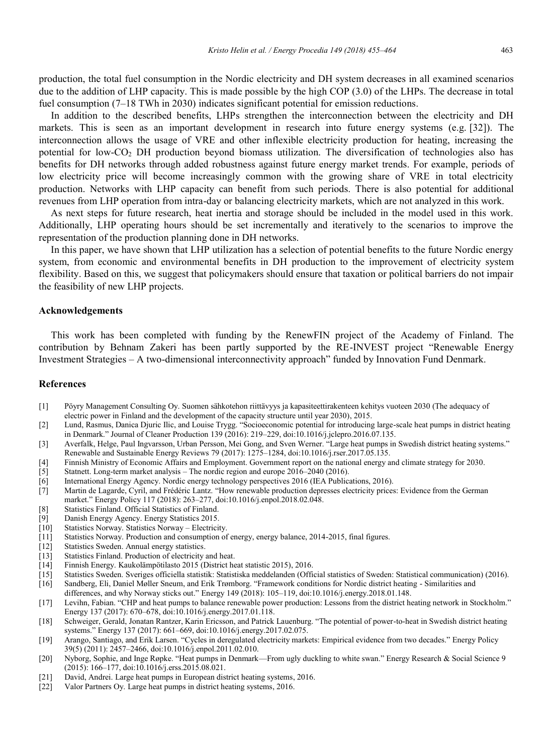production, the total fuel consumption in the Nordic electricity and DH system decreases in all examined scenarios due to the addition of LHP capacity. This is made possible by the high COP (3.0) of the LHPs. The decrease in total fuel consumption (7–18 TWh in 2030) indicates significant potential for emission reductions.

In addition to the described benefits, LHPs strengthen the interconnection between the electricity and DH markets. This is seen as an important development in research into future energy systems (e.g. [32]). The interconnection allows the usage of VRE and other inflexible electricity production for heating, increasing the potential for low-$CO_2$ DH production beyond biomass utilization. The diversification of technologies also has benefits for DH networks through added robustness against future energy market trends. For example, periods of low electricity price will become increasingly common with the growing share of VRE in total electricity production. Networks with LHP capacity can benefit from such periods. There is also potential for additional revenues from LHP operation from intra-day or balancing electricity markets, which are not analyzed in this work.

As next steps for future research, heat inertia and storage should be included in the model used in this work. Additionally, LHP operating hours should be set incrementally and iteratively to the scenarios to improve the representation of the production planning done in DH networks.

In this paper, we have shown that LHP utilization has a selection of potential benefits to the future Nordic energy system, from economic and environmental benefits in DH production to the improvement of electricity system flexibility. Based on this, we suggest that policymakers should ensure that taxation or political barriers do not impair the feasibility of new LHP projects.

## Acknowledgements

This work has been completed with funding by the RenewFIN project of the Academy of Finland. The contribution by Behnam Zakeri has been partly supported by the RE-INVEST project "Renewable Energy Investment Strategies – A two-dimensional interconnectivity approach" funded by Innovation Fund Denmark.

## References

[1] Pöyry Management Consulting Oy. Suomen sähkotehon riittävyys ja kapasiteettirakenteen kehitys vuoteen 2030 (The adequacy of electric power in Finland and the development of the capacity structure until year 2030), 2015.

[2] Lund, Rasmus, Danica Djuric Ilic, and Louise Trygg. "Socioeconomic potential for introducing large-scale heat pumps in district heating in Denmark." Journal of Cleaner Production 139 (2016): 219–229, doi:10.1016/j.jclepro.2016.07.135.

[3] Averfalk, Helge, Paul Ingvarsson, Urban Persson, Mei Gong, and Sven Werner. "Large heat pumps in Swedish district heating systems." Renewable and Sustainable Energy Reviews 79 (2017): 1275–1284, doi:10.1016/j.rser.2017.05.135.

[4] Finnish Ministry of Economic Affairs and Employment. Government report on the national energy and climate strategy for 2030.

[5] Statnett. Long-term market analysis – The nordic region and europe 2016–2040 (2016).

[6] International Energy Agency. Nordic energy technology perspectives 2016 (IEA Publications, 2016).

[7] Martin de Lagarde, Cyril, and Frédéric Lantz. "How renewable production depresses electricity prices: Evidence from the German market." Energy Policy 117 (2018): 263–277, doi:10.1016/j.enpol.2018.02.048.

[8] Statistics Finland. Official Statistics of Finland.

[9] Danish Energy Agency. Energy Statistics 2015.

[10] Statistics Norway. Statistics Norway – Electricity.

[11] Statistics Norway. Production and consumption of energy, energy balance, 2014-2015, final figures.

[12] Statistics Sweden. Annual energy statistics.

[13] Statistics Finland. Production of electricity and heat.

[14] Finnish Energy. Kaukolämpötilasto 2015 (District heat statistic 2015), 2016.

[15] Statistics Sweden. Sveriges officiella statistik: Statistiska meddelanden (Official statistics of Sweden: Statistical communication) (2016).

[16] Sandberg, Eli, Daniel Møller Sneum, and Erik Trømborg. "Framework conditions for Nordic district heating - Similarities and differences, and why Norway sticks out." Energy 149 (2018): 105–119, doi:10.1016/j.energy.2018.01.148.

[17] Levihn, Fabian. "CHP and heat pumps to balance renewable power production: Lessons from the district heating network in Stockholm." Energy 137 (2017): 670–678, doi:10.1016/j.energy.2017.01.118.

[18] Schweiger, Gerald, Jonatan Rantzer, Karin Ericsson, and Patrick Lauenburg. "The potential of power-to-heat in Swedish district heating systems." Energy 137 (2017): 661–669, doi:10.1016/j.energy.2017.02.075.

[19] Arango, Santiago, and Erik Larsen. "Cycles in deregulated electricity markets: Empirical evidence from two decades." Energy Policy 39(5) (2011): 2457–2466, doi:10.1016/j.enpol.2011.02.010.

[20] Nyborg, Sophie, and Inge Røpke. "Heat pumps in Denmark—From ugly duckling to white swan." Energy Research & Social Science 9 (2015): 166–177, doi:10.1016/j.erss.2015.08.021.

[21] David, Andrei. Large heat pumps in European district heating systems, 2016.

[22] Valor Partners Oy. Large heat pumps in district heating systems, 2016.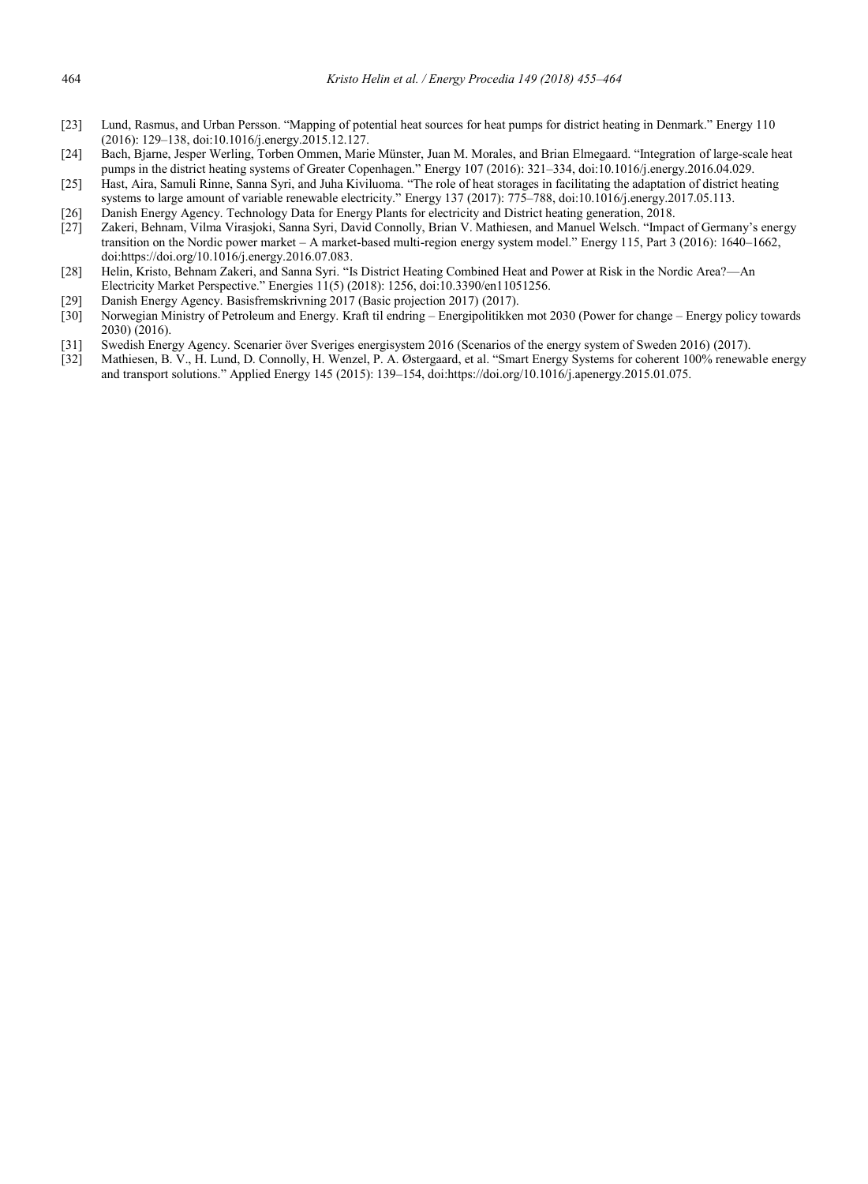[23] Lund, Rasmus, and Urban Persson. "Mapping of potential heat sources for heat pumps for district heating in Denmark." Energy 110 (2016): 129–138, doi:10.1016/j.energy.2015.12.127.

[24] Bach, Bjarne, Jesper Werling, Torben Ommen, Marie Münster, Juan M. Morales, and Brian Elmegaard. "Integration of large-scale heat pumps in the district heating systems of Greater Copenhagen." Energy 107 (2016): 321–334, doi:10.1016/j.energy.2016.04.029.

[25] Hast, Aira, Samuli Rinne, Sanna Syri, and Juha Kiviluoma. "The role of heat storages in facilitating the adaptation of district heating systems to large amount of variable renewable electricity." Energy 137 (2017): 775–788, doi:10.1016/j.energy.2017.05.113.

[26] Danish Energy Agency. Technology Data for Energy Plants for electricity and District heating generation, 2018.

[27] Zakeri, Behnam, Vilma Virasjoki, Sanna Syri, David Connolly, Brian V. Mathiesen, and Manuel Welsch. "Impact of Germany's energy transition on the Nordic power market – A market-based multi-region energy system model." Energy 115, Part 3 (2016): 1640–1662, doi:https://doi.org/10.1016/j.energy.2016.07.083.

[28] Helin, Kristo, Behnam Zakeri, and Sanna Syri. "Is District Heating Combined Heat and Power at Risk in the Nordic Area?—An Electricity Market Perspective." Energies 11(5) (2018): 1256, doi:10.3390/en11051256.

[29] Danish Energy Agency. Basisfremskrivning 2017 (Basic projection 2017) (2017).

[30] Norwegian Ministry of Petroleum and Energy. Kraft til endring – Energipolitikken mot 2030 (Power for change – Energy policy towards 2030) (2016).

[31] Swedish Energy Agency. Scenarier över Sveriges energisystem 2016 (Scenarios of the energy system of Sweden 2016) (2017).

[32] Mathiesen, B. V., H. Lund, D. Connolly, H. Wenzel, P. A. Østergaard, et al. "Smart Energy Systems for coherent 100% renewable energy and transport solutions." Applied Energy 145 (2015): 139–154, doi:https://doi.org/10.1016/j.apenergy.2015.01.075.